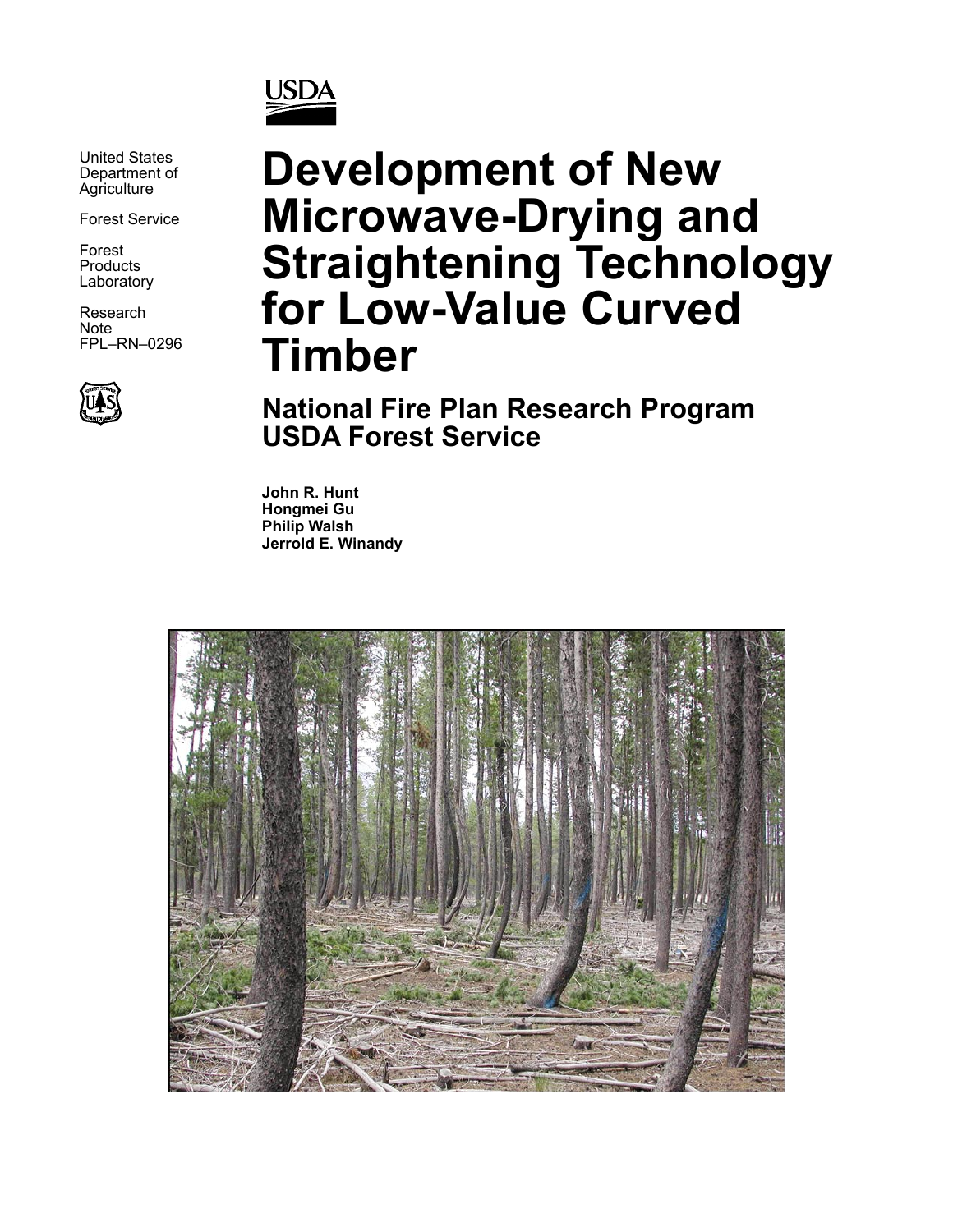USDA

United States Department of Agriculture

Forest Service

Forest Products Laboratory

Research Note FPL–RN–0296

# Development of New Microwave-Drying and Straightening Technology for Low-Value Curved Timber

## National Fire Plan Research Program USDA Forest Service

**John R. Hunt**
**Hongmei Gu**
**Philip Walsh**
**Jerrold E. Winandy**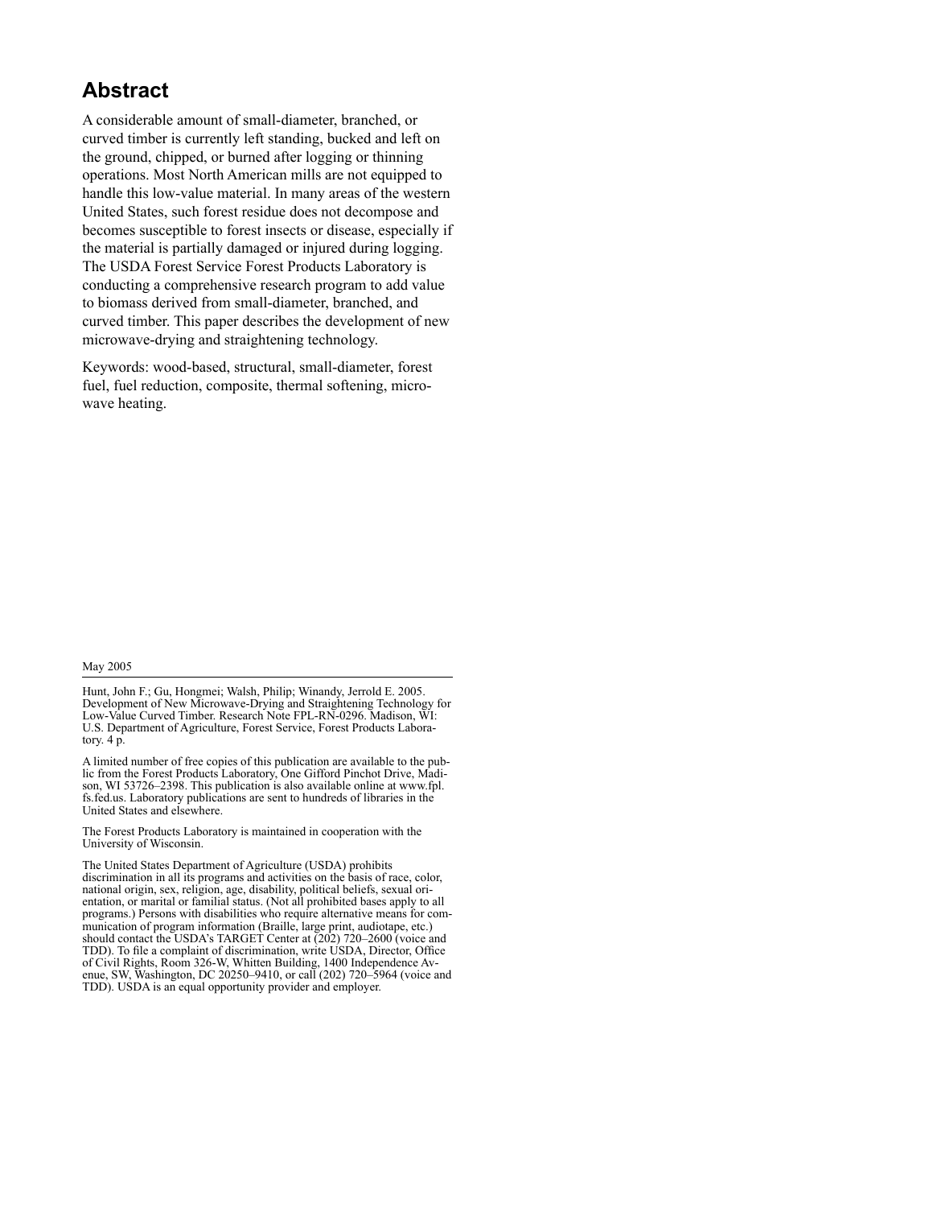## Abstract

A considerable amount of small-diameter, branched, or curved timber is currently left standing, bucked and left on the ground, chipped, or burned after logging or thinning operations. Most North American mills are not equipped to handle this low-value material. In many areas of the western United States, such forest residue does not decompose and becomes susceptible to forest insects or disease, especially if the material is partially damaged or injured during logging. The USDA Forest Service Forest Products Laboratory is conducting a comprehensive research program to add value to biomass derived from small-diameter, branched, and curved timber. This paper describes the development of new microwave-drying and straightening technology.

Keywords: wood-based, structural, small-diameter, forest fuel, fuel reduction, composite, thermal softening, microwave heating.

May 2005

---

Hunt, John F.; Gu, Hongmei; Walsh, Philip; Winandy, Jerrold E. 2005. Development of New Microwave-Drying and Straightening Technology for Low-Value Curved Timber. Research Note FPL-RN-0296. Madison, WI: U.S. Department of Agriculture, Forest Service, Forest Products Laboratory. 4 p.

A limited number of free copies of this publication are available to the public from the Forest Products Laboratory, One Gifford Pinchot Drive, Madison, WI 53726–2398. This publication is also available online at www.fpl.fs.fed.us. Laboratory publications are sent to hundreds of libraries in the United States and elsewhere.

The Forest Products Laboratory is maintained in cooperation with the University of Wisconsin.

The United States Department of Agriculture (USDA) prohibits discrimination in all its programs and activities on the basis of race, color, national origin, sex, religion, age, disability, political beliefs, sexual orientation, or marital or familial status. (Not all prohibited bases apply to all programs.) Persons with disabilities who require alternative means for communication of program information (Braille, large print, audiotape, etc.) should contact the USDA's TARGET Center at (202) 720–2600 (voice and TDD). To file a complaint of discrimination, write USDA, Director, Office of Civil Rights, Room 326-W, Whitten Building, 1400 Independence Avenue, SW, Washington, DC 20250–9410, or call (202) 720–5964 (voice and TDD). USDA is an equal opportunity provider and employer.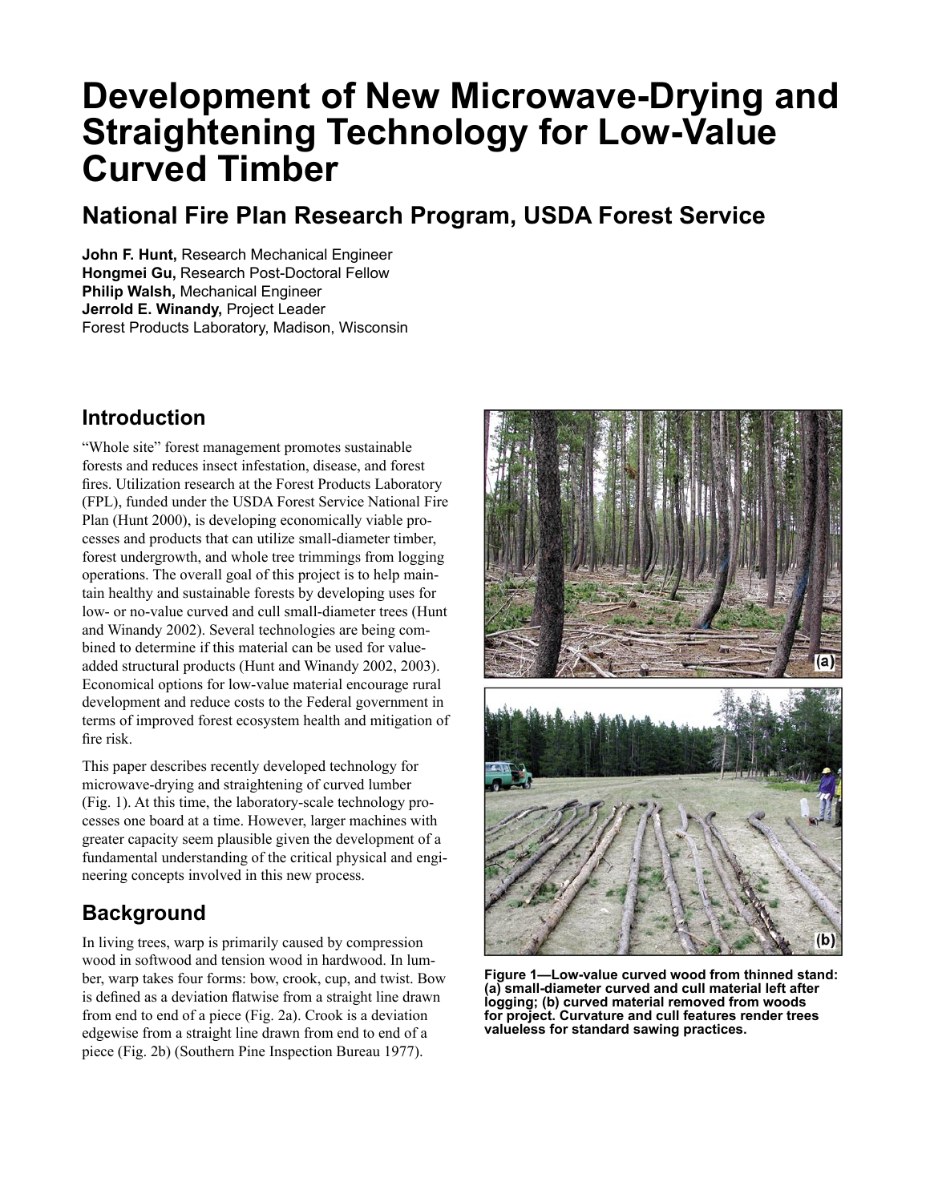# Development of New Microwave-Drying and Straightening Technology for Low-Value Curved Timber

## National Fire Plan Research Program, USDA Forest Service

**John F. Hunt,** Research Mechanical Engineer
**Hongmei Gu,** Research Post-Doctoral Fellow
**Philip Walsh,** Mechanical Engineer
**Jerrold E. Winandy,** Project Leader
Forest Products Laboratory, Madison, Wisconsin

## Introduction

"Whole site" forest management promotes sustainable forests and reduces insect infestation, disease, and forest fires. Utilization research at the Forest Products Laboratory (FPL), funded under the USDA Forest Service National Fire Plan (Hunt 2000), is developing economically viable processes and products that can utilize small-diameter timber, forest undergrowth, and whole tree trimmings from logging operations. The overall goal of this project is to help maintain healthy and sustainable forests by developing uses for low- or no-value curved and cull small-diameter trees (Hunt and Winandy 2002). Several technologies are being combined to determine if this material can be used for value-added structural products (Hunt and Winandy 2002, 2003). Economical options for low-value material encourage rural development and reduce costs to the Federal government in terms of improved forest ecosystem health and mitigation of fire risk.

This paper describes recently developed technology for microwave-drying and straightening of curved lumber (Fig. 1). At this time, the laboratory-scale technology processes one board at a time. However, larger machines with greater capacity seem plausible given the development of a fundamental understanding of the critical physical and engineering concepts involved in this new process.

## Background

In living trees, warp is primarily caused by compression wood in softwood and tension wood in hardwood. In lumber, warp takes four forms: bow, crook, cup, and twist. Bow is defined as a deviation flatwise from a straight line drawn from end to end of a piece (Fig. 2a). Crook is a deviation edgewise from a straight line drawn from end to end of a piece (Fig. 2b) (Southern Pine Inspection Bureau 1977).

**Figure 1—Low-value curved wood from thinned stand: (a) small-diameter curved and cull material left after logging; (b) curved material removed from woods for project. Curvature and cull features render trees valueless for standard sawing practices.**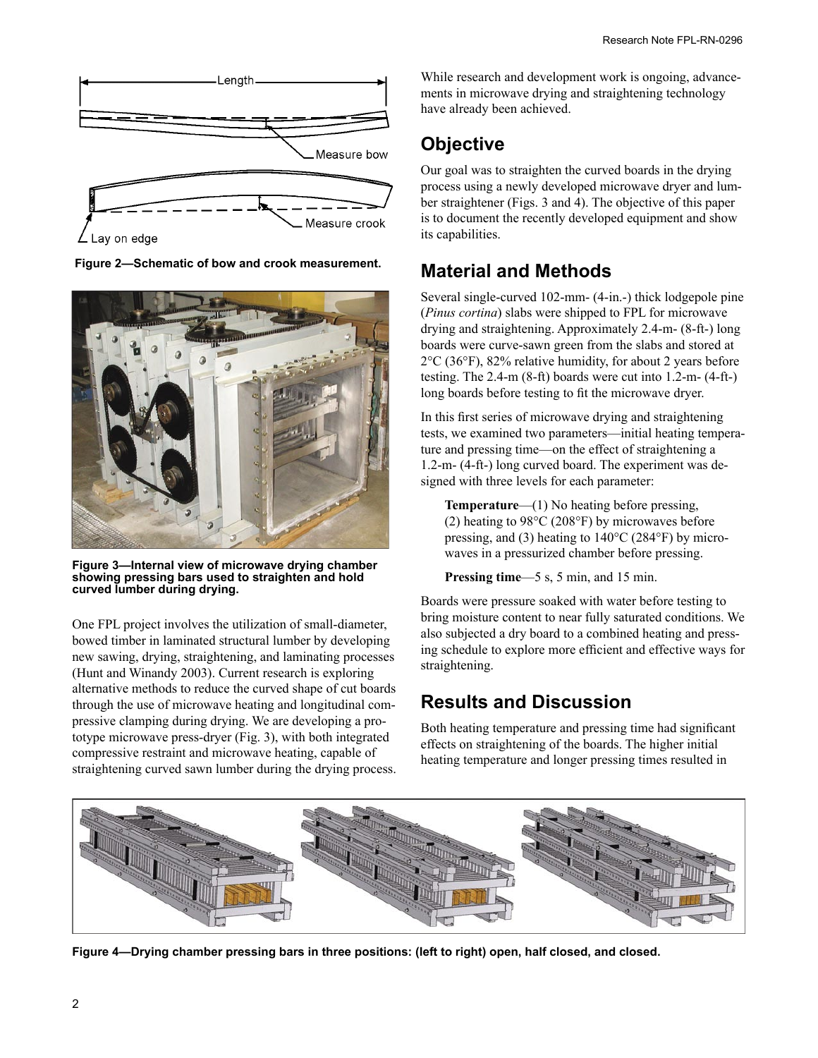Figure 2—Schematic of bow and crook measurement.

Figure 3—Internal view of microwave drying chamber showing pressing bars used to straighten and hold curved lumber during drying.

One FPL project involves the utilization of small-diameter, bowed timber in laminated structural lumber by developing new sawing, drying, straightening, and laminating processes (Hunt and Winandy 2003). Current research is exploring alternative methods to reduce the curved shape of cut boards through the use of microwave heating and longitudinal compressive clamping during drying. We are developing a prototype microwave press-dryer (Fig. 3), with both integrated compressive restraint and microwave heating, capable of straightening curved sawn lumber during the drying process. While research and development work is ongoing, advancements in microwave drying and straightening technology have already been achieved.

## Objective

Our goal was to straighten the curved boards in the drying process using a newly developed microwave dryer and lumber straightener (Figs. 3 and 4). The objective of this paper is to document the recently developed equipment and show its capabilities.

## Material and Methods

Several single-curved 102-mm- (4-in.-) thick lodgepole pine (*Pinus cortina*) slabs were shipped to FPL for microwave drying and straightening. Approximately 2.4-m- (8-ft-) long boards were curve-sawn green from the slabs and stored at 2°C (36°F), 82% relative humidity, for about 2 years before testing. The 2.4-m (8-ft) boards were cut into 1.2-m- (4-ft-) long boards before testing to fit the microwave dryer.

In this first series of microwave drying and straightening tests, we examined two parameters—initial heating temperature and pressing time—on the effect of straightening a 1.2-m- (4-ft-) long curved board. The experiment was designed with three levels for each parameter:

> **Temperature**—(1) No heating before pressing, (2) heating to 98°C (208°F) by microwaves before pressing, and (3) heating to 140°C (284°F) by microwaves in a pressurized chamber before pressing.
>
> **Pressing time**—5 s, 5 min, and 15 min.

Boards were pressure soaked with water before testing to bring moisture content to near fully saturated conditions. We also subjected a dry board to a combined heating and pressing schedule to explore more efficient and effective ways for straightening.

## Results and Discussion

Both heating temperature and pressing time had significant effects on straightening of the boards. The higher initial heating temperature and longer pressing times resulted in

Figure 4—Drying chamber pressing bars in three positions: (left to right) open, half closed, and closed.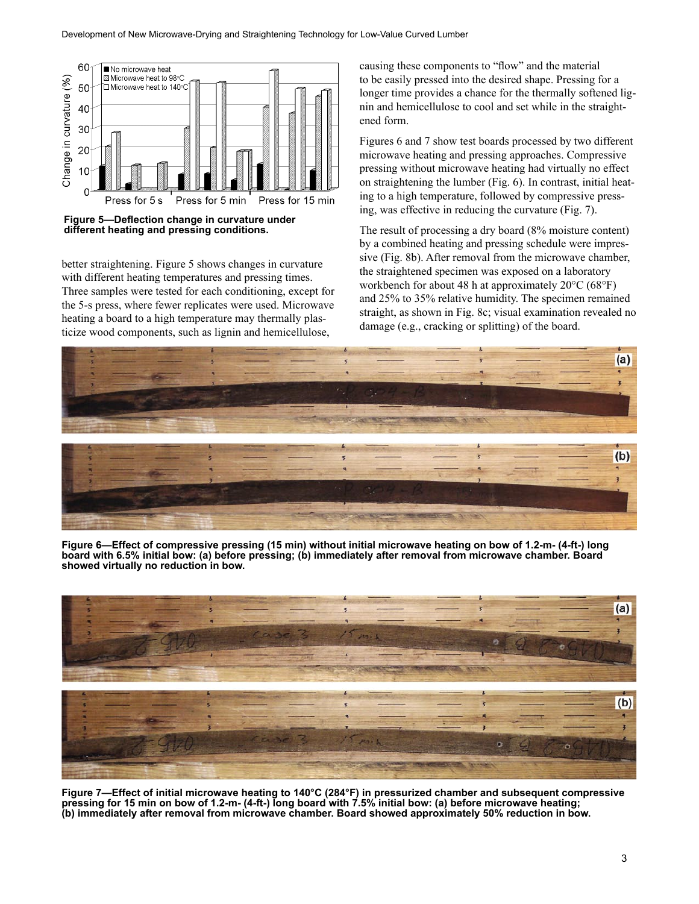Figure 5—Deflection change in curvature under different heating and pressing conditions.

better straightening. Figure 5 shows changes in curvature with different heating temperatures and pressing times. Three samples were tested for each conditioning, except for the 5-s press, where fewer replicates were used. Microwave heating a board to a high temperature may thermally plasticize wood components, such as lignin and hemicellulose, causing these components to "flow" and the material to be easily pressed into the desired shape. Pressing for a longer time provides a chance for the thermally softened lignin and hemicellulose to cool and set while in the straightened form.

Figures 6 and 7 show test boards processed by two different microwave heating and pressing approaches. Compressive pressing without microwave heating had virtually no effect on straightening the lumber (Fig. 6). In contrast, initial heating to a high temperature, followed by compressive pressing, was effective in reducing the curvature (Fig. 7).

The result of processing a dry board (8% moisture content) by a combined heating and pressing schedule were impressive (Fig. 8b). After removal from the microwave chamber, the straightened specimen was exposed on a laboratory workbench for about 48 h at approximately 20°C (68°F) and 25% to 35% relative humidity. The specimen remained straight, as shown in Fig. 8c; visual examination revealed no damage (e.g., cracking or splitting) of the board.

Figure 6—Effect of compressive pressing (15 min) without initial microwave heating on bow of 1.2-m- (4-ft-) long board with 6.5% initial bow: (a) before pressing; (b) immediately after removal from microwave chamber. Board showed virtually no reduction in bow.

Figure 7—Effect of initial microwave heating to 140°C (284°F) in pressurized chamber and subsequent compressive pressing for 15 min on bow of 1.2-m- (4-ft-) long board with 7.5% initial bow: (a) before microwave heating; (b) immediately after removal from microwave chamber. Board showed approximately 50% reduction in bow.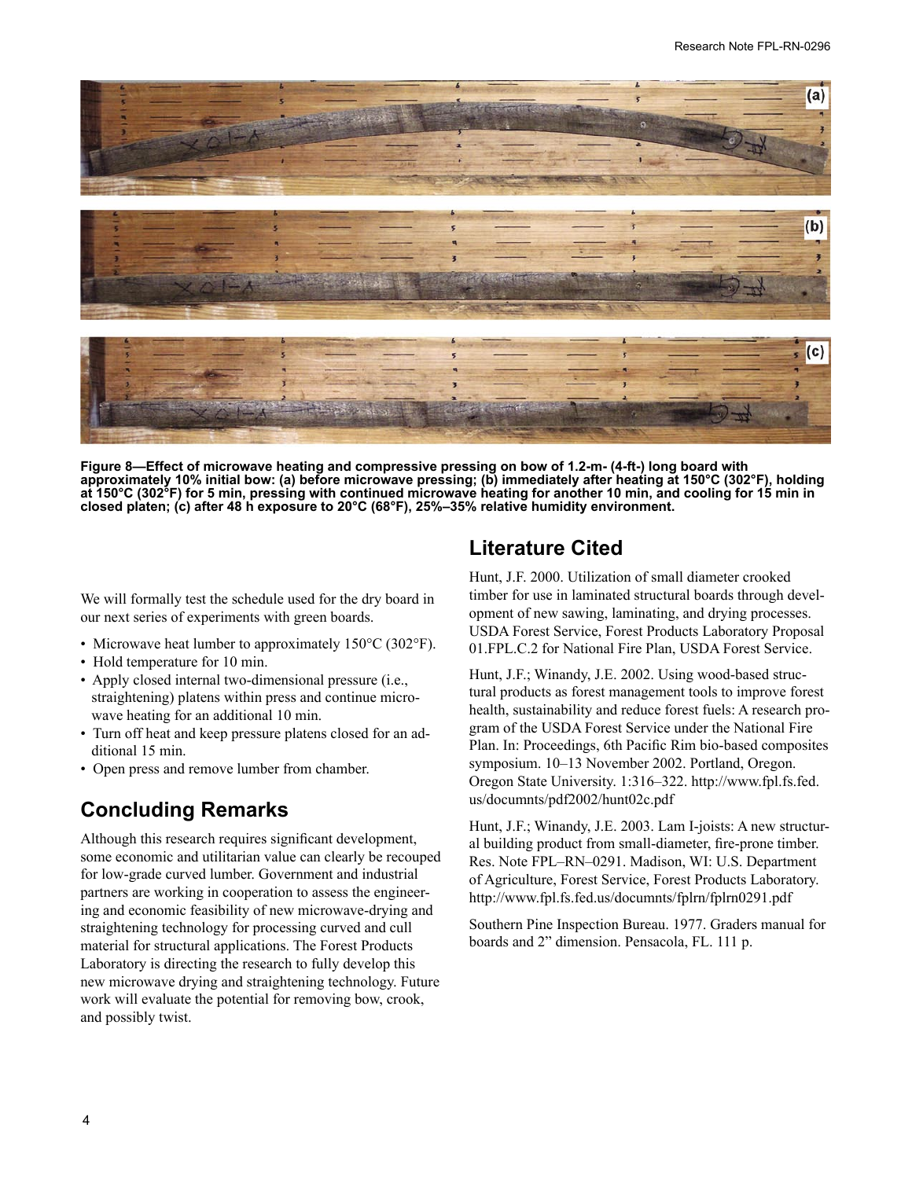Figure 8—Effect of microwave heating and compressive pressing on bow of 1.2-m- (4-ft-) long board with approximately 10% initial bow: (a) before microwave pressing; (b) immediately after heating at 150°C (302°F), holding at 150°C (302°F) for 5 min, pressing with continued microwave heating for another 10 min, and cooling for 15 min in closed platen; (c) after 48 h exposure to 20°C (68°F), 25%–35% relative humidity environment.

We will formally test the schedule used for the dry board in our next series of experiments with green boards.

- Microwave heat lumber to approximately 150°C (302°F).
- Hold temperature for 10 min.
- Apply closed internal two-dimensional pressure (i.e., straightening) platens within press and continue microwave heating for an additional 10 min.
- Turn off heat and keep pressure platens closed for an additional 15 min.
- Open press and remove lumber from chamber.

## Concluding Remarks

Although this research requires significant development, some economic and utilitarian value can clearly be recouped for low-grade curved lumber. Government and industrial partners are working in cooperation to assess the engineering and economic feasibility of new microwave-drying and straightening technology for processing curved and cull material for structural applications. The Forest Products Laboratory is directing the research to fully develop this new microwave drying and straightening technology. Future work will evaluate the potential for removing bow, crook, and possibly twist.

## Literature Cited

Hunt, J.F. 2000. Utilization of small diameter crooked timber for use in laminated structural boards through development of new sawing, laminating, and drying processes. USDA Forest Service, Forest Products Laboratory Proposal 01.FPL.C.2 for National Fire Plan, USDA Forest Service.

Hunt, J.F.; Winandy, J.E. 2002. Using wood-based structural products as forest management tools to improve forest health, sustainability and reduce forest fuels: A research program of the USDA Forest Service under the National Fire Plan. In: Proceedings, 6th Pacific Rim bio-based composites symposium. 10–13 November 2002. Portland, Oregon. Oregon State University. 1:316–322. http://www.fpl.fs.fed.us/documnts/pdf2002/hunt02c.pdf

Hunt, J.F.; Winandy, J.E. 2003. Lam I-joists: A new structural building product from small-diameter, fire-prone timber. Res. Note FPL–RN–0291. Madison, WI: U.S. Department of Agriculture, Forest Service, Forest Products Laboratory. http://www.fpl.fs.fed.us/documnts/fplrn/fplrn0291.pdf

Southern Pine Inspection Bureau. 1977. Graders manual for boards and 2" dimension. Pensacola, FL. 111 p.